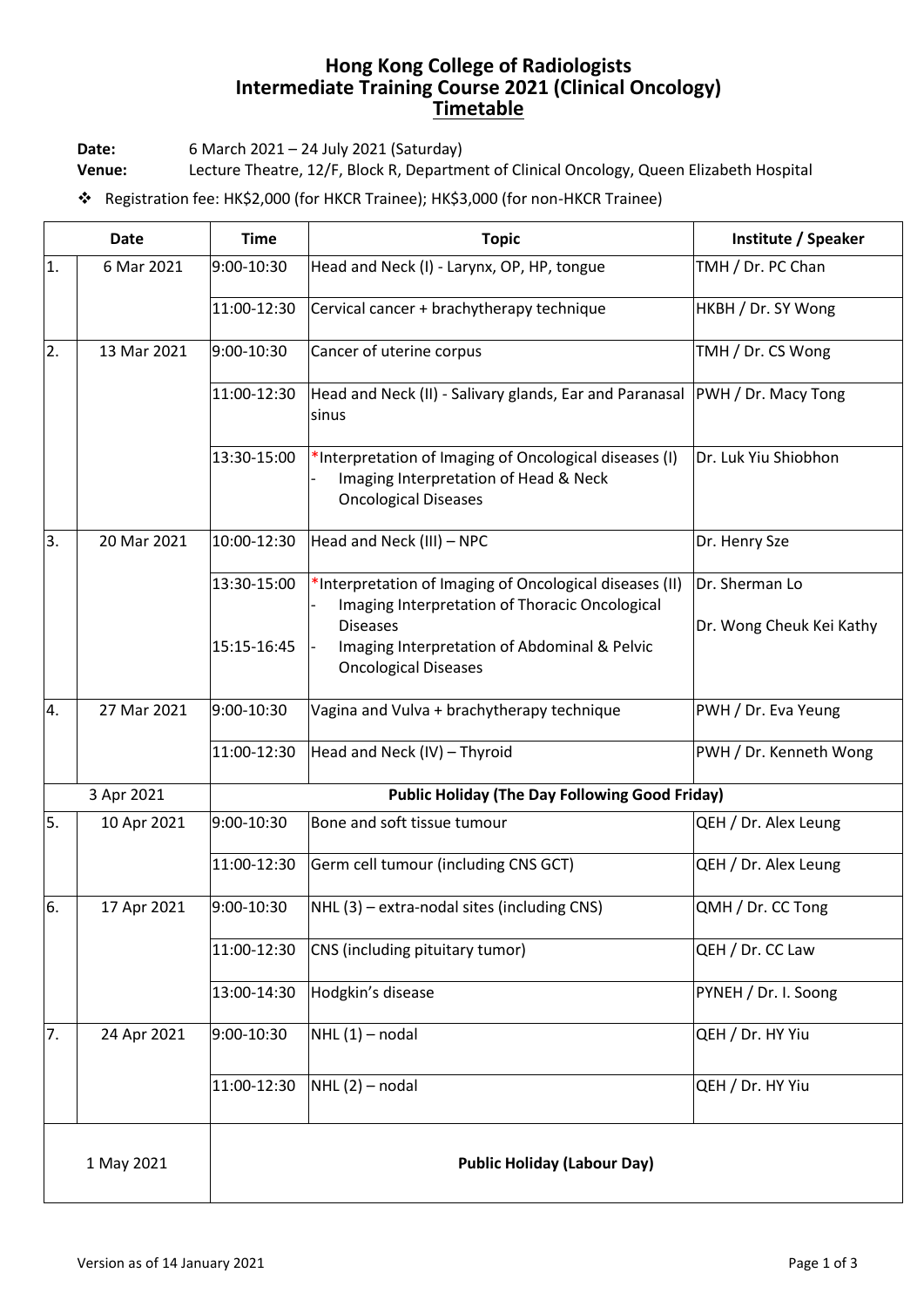# Hong Kong College of Radiologists
# Intermediate Training Course 2021 (Clinical Oncology)
## Timetable

**Date:** 6 March 2021 – 24 July 2021 (Saturday)
**Venue:** Lecture Theatre, 12/F, Block R, Department of Clinical Oncology, Queen Elizabeth Hospital

❖ Registration fee: HK$2,000 (for HKCR Trainee); HK$3,000 (for non-HKCR Trainee)

| | Date | Time | Topic | Institute / Speaker |
|---|---|---|---|---|
| 1. | 6 Mar 2021 | 9:00-10:30 | Head and Neck (I) - Larynx, OP, HP, tongue | TMH / Dr. PC Chan |
| | | 11:00-12:30 | Cervical cancer + brachytherapy technique | HKBH / Dr. SY Wong |
| 2. | 13 Mar 2021 | 9:00-10:30 | Cancer of uterine corpus | TMH / Dr. CS Wong |
| | | 11:00-12:30 | Head and Neck (II) - Salivary glands, Ear and Paranasal sinus | PWH / Dr. Macy Tong |
| | | 13:30-15:00 | *Interpretation of Imaging of Oncological diseases (I)<br>- Imaging Interpretation of Head & Neck Oncological Diseases | Dr. Luk Yiu Shiobhon |
| 3. | 20 Mar 2021 | 10:00-12:30 | Head and Neck (III) – NPC | Dr. Henry Sze |
| | | 13:30-15:00 | *Interpretation of Imaging of Oncological diseases (II)<br>- Imaging Interpretation of Thoracic Oncological Diseases | Dr. Sherman Lo |
| | | 15:15-16:45 | - Imaging Interpretation of Abdominal & Pelvic Oncological Diseases | Dr. Wong Cheuk Kei Kathy |
| 4. | 27 Mar 2021 | 9:00-10:30 | Vagina and Vulva + brachytherapy technique | PWH / Dr. Eva Yeung |
| | | 11:00-12:30 | Head and Neck (IV) – Thyroid | PWH / Dr. Kenneth Wong |
| | 3 Apr 2021 | **Public Holiday (The Day Following Good Friday)** | | |
| 5. | 10 Apr 2021 | 9:00-10:30 | Bone and soft tissue tumour | QEH / Dr. Alex Leung |
| | | 11:00-12:30 | Germ cell tumour (including CNS GCT) | QEH / Dr. Alex Leung |
| 6. | 17 Apr 2021 | 9:00-10:30 | NHL (3) – extra-nodal sites (including CNS) | QMH / Dr. CC Tong |
| | | 11:00-12:30 | CNS (including pituitary tumor) | QEH / Dr. CC Law |
| | | 13:00-14:30 | Hodgkin's disease | PYNEH / Dr. I. Soong |
| 7. | 24 Apr 2021 | 9:00-10:30 | NHL (1) – nodal | QEH / Dr. HY Yiu |
| | | 11:00-12:30 | NHL (2) – nodal | QEH / Dr. HY Yiu |
| | 1 May 2021 | **Public Holiday (Labour Day)** | | |

Version as of 14 January 2021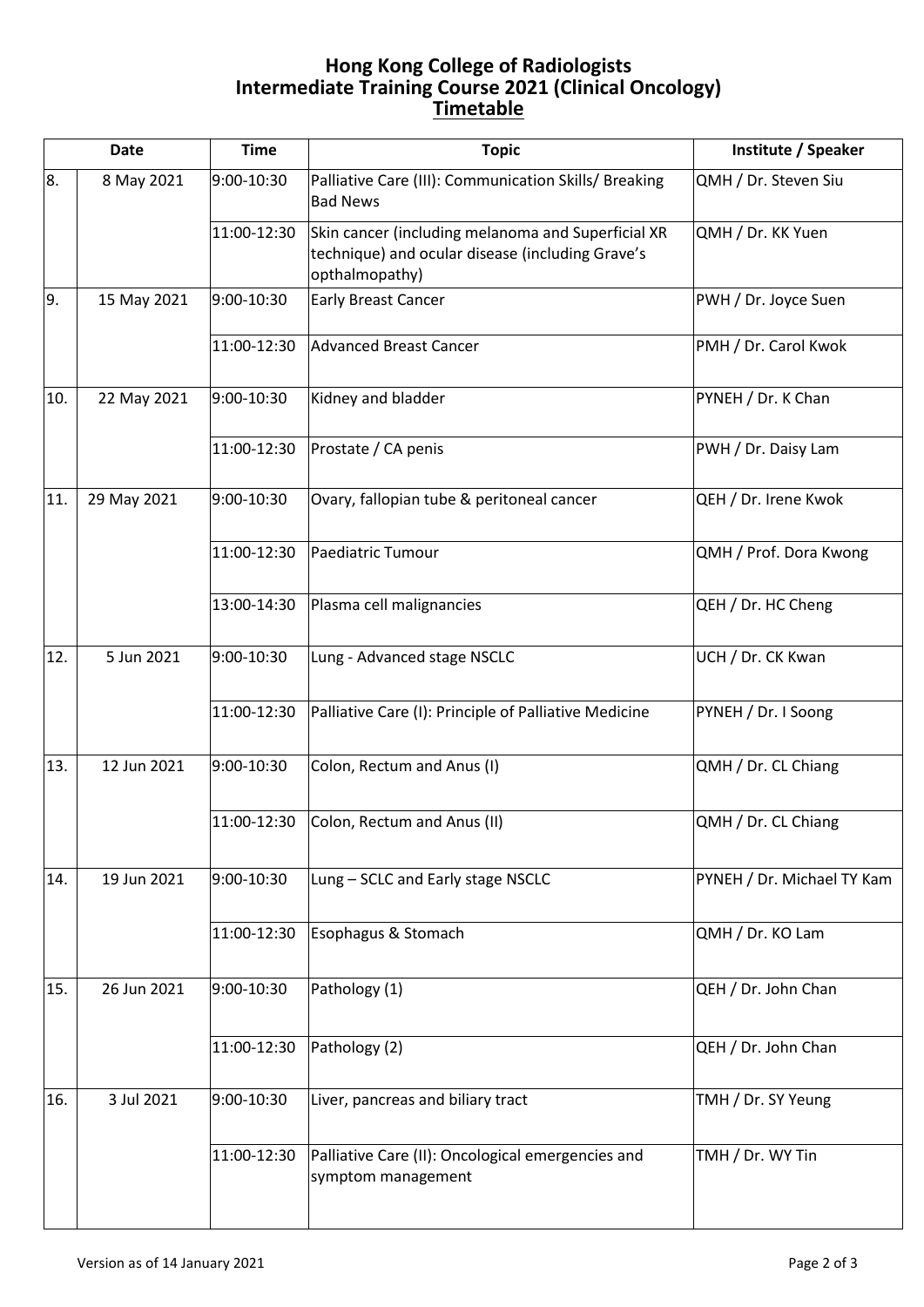# Hong Kong College of Radiologists
# Intermediate Training Course 2021 (Clinical Oncology)
## Timetable

| Date | | Time | Topic | Institute / Speaker |
|---|---|---|---|---|
| 8. | 8 May 2021 | 9:00-10:30 | Palliative Care (III): Communication Skills/ Breaking Bad News | QMH / Dr. Steven Siu |
| | | 11:00-12:30 | Skin cancer (including melanoma and Superficial XR technique) and ocular disease (including Grave's opthalmopathy) | QMH / Dr. KK Yuen |
| 9. | 15 May 2021 | 9:00-10:30 | Early Breast Cancer | PWH / Dr. Joyce Suen |
| | | 11:00-12:30 | Advanced Breast Cancer | PMH / Dr. Carol Kwok |
| 10. | 22 May 2021 | 9:00-10:30 | Kidney and bladder | PYNEH / Dr. K Chan |
| | | 11:00-12:30 | Prostate / CA penis | PWH / Dr. Daisy Lam |
| 11. | 29 May 2021 | 9:00-10:30 | Ovary, fallopian tube & peritoneal cancer | QEH / Dr. Irene Kwok |
| | | 11:00-12:30 | Paediatric Tumour | QMH / Prof. Dora Kwong |
| | | 13:00-14:30 | Plasma cell malignancies | QEH / Dr. HC Cheng |
| 12. | 5 Jun 2021 | 9:00-10:30 | Lung - Advanced stage NSCLC | UCH / Dr. CK Kwan |
| | | 11:00-12:30 | Palliative Care (I): Principle of Palliative Medicine | PYNEH / Dr. I Soong |
| 13. | 12 Jun 2021 | 9:00-10:30 | Colon, Rectum and Anus (I) | QMH / Dr. CL Chiang |
| | | 11:00-12:30 | Colon, Rectum and Anus (II) | QMH / Dr. CL Chiang |
| 14. | 19 Jun 2021 | 9:00-10:30 | Lung – SCLC and Early stage NSCLC | PYNEH / Dr. Michael TY Kam |
| | | 11:00-12:30 | Esophagus & Stomach | QMH / Dr. KO Lam |
| 15. | 26 Jun 2021 | 9:00-10:30 | Pathology (1) | QEH / Dr. John Chan |
| | | 11:00-12:30 | Pathology (2) | QEH / Dr. John Chan |
| 16. | 3 Jul 2021 | 9:00-10:30 | Liver, pancreas and biliary tract | TMH / Dr. SY Yeung |
| | | 11:00-12:30 | Palliative Care (II): Oncological emergencies and symptom management | TMH / Dr. WY Tin |

Version as of 14 January 2021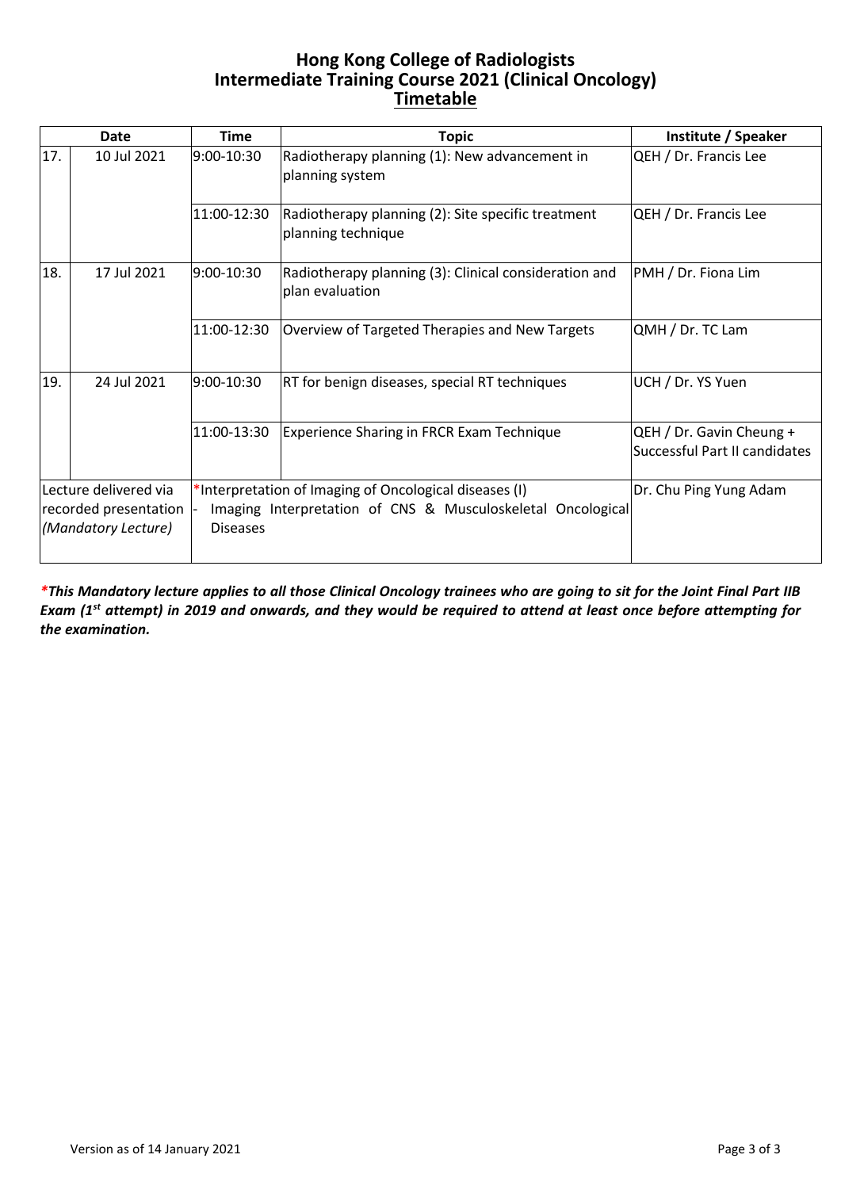# Hong Kong College of Radiologists
# Intermediate Training Course 2021 (Clinical Oncology)
## Timetable

| Date | | Time | Topic | Institute / Speaker |
|---|---|---|---|---|
| 17. | 10 Jul 2021 | 9:00-10:30 | Radiotherapy planning (1): New advancement in planning system | QEH / Dr. Francis Lee |
| | | 11:00-12:30 | Radiotherapy planning (2): Site specific treatment planning technique | QEH / Dr. Francis Lee |
| 18. | 17 Jul 2021 | 9:00-10:30 | Radiotherapy planning (3): Clinical consideration and plan evaluation | PMH / Dr. Fiona Lim |
| | | 11:00-12:30 | Overview of Targeted Therapies and New Targets | QMH / Dr. TC Lam |
| 19. | 24 Jul 2021 | 9:00-10:30 | RT for benign diseases, special RT techniques | UCH / Dr. YS Yuen |
| | | 11:00-13:30 | Experience Sharing in FRCR Exam Technique | QEH / Dr. Gavin Cheung + Successful Part II candidates |
| Lecture delivered via recorded presentation *(Mandatory Lecture)* | | *Interpretation of Imaging of Oncological diseases (I) - Imaging Interpretation of CNS & Musculoskeletal Oncological Diseases | | Dr. Chu Ping Yung Adam |

***This Mandatory lecture applies to all those Clinical Oncology trainees who are going to sit for the Joint Final Part IIB Exam (1st attempt) in 2019 and onwards, and they would be required to attend at least once before attempting for the examination.***

Version as of 14 January 2021